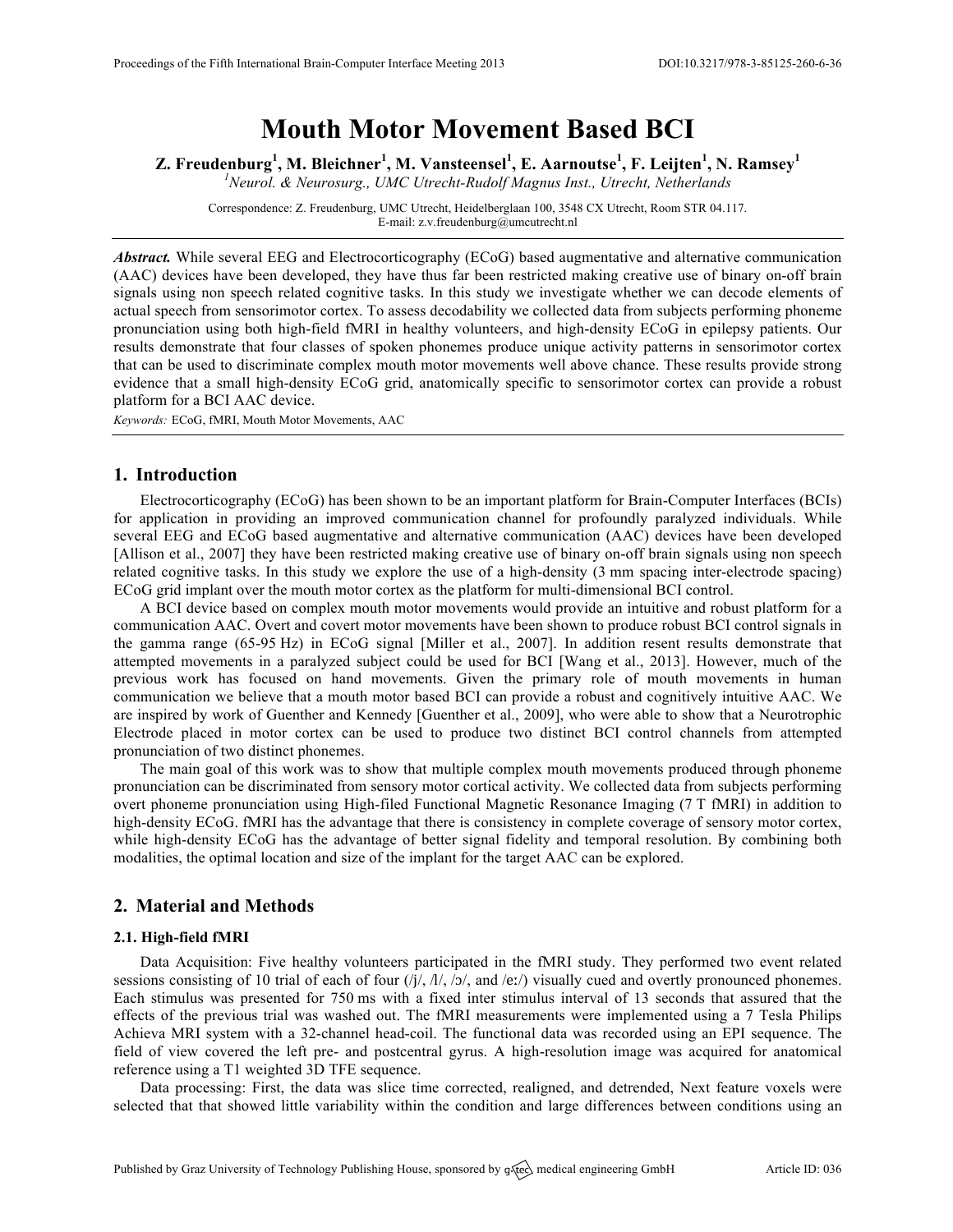# Mouth Motor Movement Based BCI

**Z. Freudenburg[1], M. Bleichner[1], M. Vansteensel[1], E. Aarnoutse[1], F. Leijten[1], N. Ramsey[1]**

[1]*Neurol. & Neurosurg., UMC Utrecht-Rudolf Magnus Inst., Utrecht, Netherlands*

Correspondence: Z. Freudenburg, UMC Utrecht, Heidelberglaan 100, 3548 CX Utrecht, Room STR 04.117.
E-mail: z.v.freudenburg@umcutrecht.nl

***Abstract.*** While several EEG and Electrocorticography (ECoG) based augmentative and alternative communication (AAC) devices have been developed, they have thus far been restricted making creative use of binary on-off brain signals using non speech related cognitive tasks. In this study we investigate whether we can decode elements of actual speech from sensorimotor cortex. To assess decodability we collected data from subjects performing phoneme pronunciation using both high-field fMRI in healthy volunteers, and high-density ECoG in epilepsy patients. Our results demonstrate that four classes of spoken phonemes produce unique activity patterns in sensorimotor cortex that can be used to discriminate complex mouth motor movements well above chance. These results provide strong evidence that a small high-density ECoG grid, anatomically specific to sensorimotor cortex can provide a robust platform for a BCI AAC device.

*Keywords:* ECoG, fMRI, Mouth Motor Movements, AAC

## 1. Introduction

Electrocorticography (ECoG) has been shown to be an important platform for Brain-Computer Interfaces (BCIs) for application in providing an improved communication channel for profoundly paralyzed individuals. While several EEG and ECoG based augmentative and alternative communication (AAC) devices have been developed [Allison et al., 2007] they have been restricted making creative use of binary on-off brain signals using non speech related cognitive tasks. In this study we explore the use of a high-density (3 mm spacing inter-electrode spacing) ECoG grid implant over the mouth motor cortex as the platform for multi-dimensional BCI control.

A BCI device based on complex mouth motor movements would provide an intuitive and robust platform for a communication AAC. Overt and covert motor movements have been shown to produce robust BCI control signals in the gamma range (65-95 Hz) in ECoG signal [Miller et al., 2007]. In addition resent results demonstrate that attempted movements in a paralyzed subject could be used for BCI [Wang et al., 2013]. However, much of the previous work has focused on hand movements. Given the primary role of mouth movements in human communication we believe that a mouth motor based BCI can provide a robust and cognitively intuitive AAC. We are inspired by work of Guenther and Kennedy [Guenther et al., 2009], who were able to show that a Neurotrophic Electrode placed in motor cortex can be used to produce two distinct BCI control channels from attempted pronunciation of two distinct phonemes.

The main goal of this work was to show that multiple complex mouth movements produced through phoneme pronunciation can be discriminated from sensory motor cortical activity. We collected data from subjects performing overt phoneme pronunciation using High-filed Functional Magnetic Resonance Imaging (7 T fMRI) in addition to high-density ECoG. fMRI has the advantage that there is consistency in complete coverage of sensory motor cortex, while high-density ECoG has the advantage of better signal fidelity and temporal resolution. By combining both modalities, the optimal location and size of the implant for the target AAC can be explored.

## 2. Material and Methods

### 2.1. High-field fMRI

Data Acquisition: Five healthy volunteers participated in the fMRI study. They performed two event related sessions consisting of 10 trial of each of four (/j/, /l/, /ɔ/, and /eː/) visually cued and overtly pronounced phonemes. Each stimulus was presented for 750 ms with a fixed inter stimulus interval of 13 seconds that assured that the effects of the previous trial was washed out. The fMRI measurements were implemented using a 7 Tesla Philips Achieva MRI system with a 32-channel head-coil. The functional data was recorded using an EPI sequence. The field of view covered the left pre- and postcentral gyrus. A high-resolution image was acquired for anatomical reference using a T1 weighted 3D TFE sequence.

Data processing: First, the data was slice time corrected, realigned, and detrended, Next feature voxels were selected that that showed little variability within the condition and large differences between conditions using an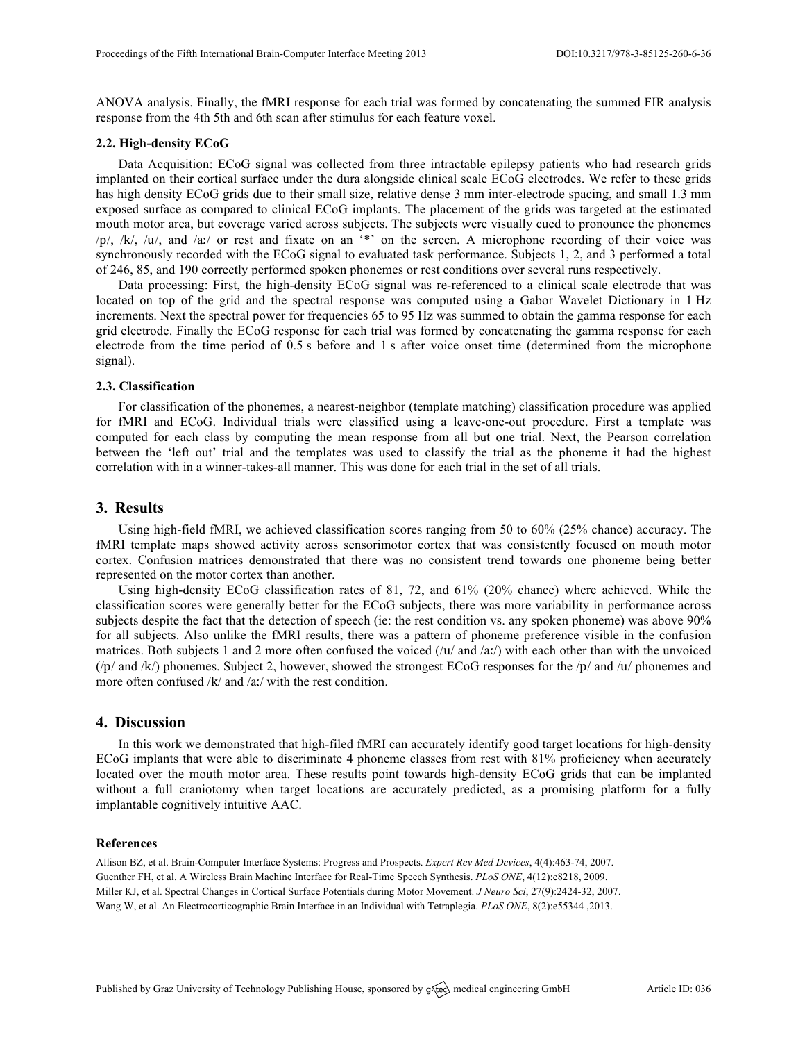ANOVA analysis. Finally, the fMRI response for each trial was formed by concatenating the summed FIR analysis response from the 4th 5th and 6th scan after stimulus for each feature voxel.

### 2.2. High-density ECoG

Data Acquisition: ECoG signal was collected from three intractable epilepsy patients who had research grids implanted on their cortical surface under the dura alongside clinical scale ECoG electrodes. We refer to these grids has high density ECoG grids due to their small size, relative dense 3 mm inter-electrode spacing, and small 1.3 mm exposed surface as compared to clinical ECoG implants. The placement of the grids was targeted at the estimated mouth motor area, but coverage varied across subjects. The subjects were visually cued to pronounce the phonemes /p/, /k/, /u/, and /aː/ or rest and fixate on an '*' on the screen. A microphone recording of their voice was synchronously recorded with the ECoG signal to evaluated task performance. Subjects 1, 2, and 3 performed a total of 246, 85, and 190 correctly performed spoken phonemes or rest conditions over several runs respectively.

Data processing: First, the high-density ECoG signal was re-referenced to a clinical scale electrode that was located on top of the grid and the spectral response was computed using a Gabor Wavelet Dictionary in 1 Hz increments. Next the spectral power for frequencies 65 to 95 Hz was summed to obtain the gamma response for each grid electrode. Finally the ECoG response for each trial was formed by concatenating the gamma response for each electrode from the time period of 0.5 s before and 1 s after voice onset time (determined from the microphone signal).

### 2.3. Classification

For classification of the phonemes, a nearest-neighbor (template matching) classification procedure was applied for fMRI and ECoG. Individual trials were classified using a leave-one-out procedure. First a template was computed for each class by computing the mean response from all but one trial. Next, the Pearson correlation between the 'left out' trial and the templates was used to classify the trial as the phoneme it had the highest correlation with in a winner-takes-all manner. This was done for each trial in the set of all trials.

## 3. Results

Using high-field fMRI, we achieved classification scores ranging from 50 to 60% (25% chance) accuracy. The fMRI template maps showed activity across sensorimotor cortex that was consistently focused on mouth motor cortex. Confusion matrices demonstrated that there was no consistent trend towards one phoneme being better represented on the motor cortex than another.

Using high-density ECoG classification rates of 81, 72, and 61% (20% chance) where achieved. While the classification scores were generally better for the ECoG subjects, there was more variability in performance across subjects despite the fact that the detection of speech (ie: the rest condition vs. any spoken phoneme) was above 90% for all subjects. Also unlike the fMRI results, there was a pattern of phoneme preference visible in the confusion matrices. Both subjects 1 and 2 more often confused the voiced (/u/ and /aː/) with each other than with the unvoiced (/p/ and /k/) phonemes. Subject 2, however, showed the strongest ECoG responses for the /p/ and /u/ phonemes and more often confused /k/ and /aː/ with the rest condition.

## 4. Discussion

In this work we demonstrated that high-filed fMRI can accurately identify good target locations for high-density ECoG implants that were able to discriminate 4 phoneme classes from rest with 81% proficiency when accurately located over the mouth motor area. These results point towards high-density ECoG grids that can be implanted without a full craniotomy when target locations are accurately predicted, as a promising platform for a fully implantable cognitively intuitive AAC.

### References

Allison BZ, et al. Brain-Computer Interface Systems: Progress and Prospects. *Expert Rev Med Devices*, 4(4):463-74, 2007.

Guenther FH, et al. A Wireless Brain Machine Interface for Real-Time Speech Synthesis. *PLoS ONE*, 4(12):e8218, 2009.

Miller KJ, et al. Spectral Changes in Cortical Surface Potentials during Motor Movement. *J Neuro Sci*, 27(9):2424-32, 2007.

Wang W, et al. An Electrocorticographic Brain Interface in an Individual with Tetraplegia. *PLoS ONE*, 8(2):e55344 ,2013.